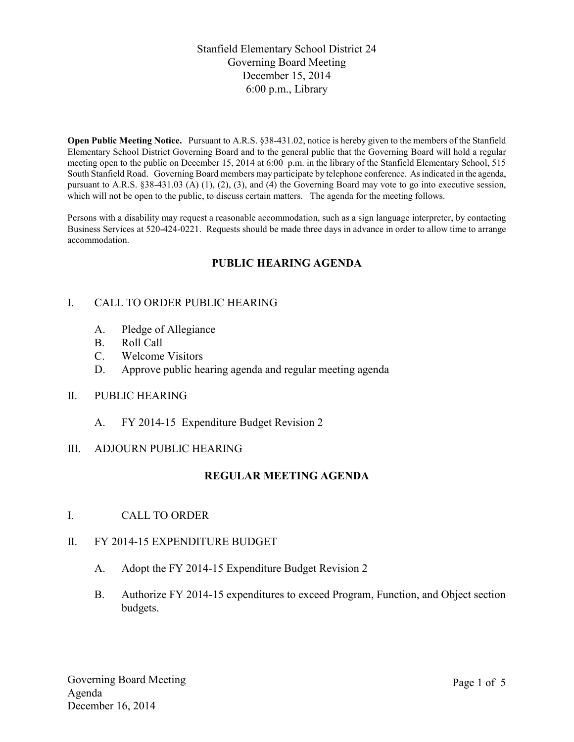Stanfield Elementary School District 24
Governing Board Meeting
December 15, 2014
6:00 p.m., Library

**Open Public Meeting Notice.** Pursuant to A.R.S. §38-431.02, notice is hereby given to the members of the Stanfield Elementary School District Governing Board and to the general public that the Governing Board will hold a regular meeting open to the public on December 15, 2014 at 6:00 p.m. in the library of the Stanfield Elementary School, 515 South Stanfield Road. Governing Board members may participate by telephone conference. As indicated in the agenda, pursuant to A.R.S. §38-431.03 (A) (1), (2), (3), and (4) the Governing Board may vote to go into executive session, which will not be open to the public, to discuss certain matters. The agenda for the meeting follows.

Persons with a disability may request a reasonable accommodation, such as a sign language interpreter, by contacting Business Services at 520-424-0221. Requests should be made three days in advance in order to allow time to arrange accommodation.

## PUBLIC HEARING AGENDA

I. CALL TO ORDER PUBLIC HEARING

   A. Pledge of Allegiance
   B. Roll Call
   C. Welcome Visitors
   D. Approve public hearing agenda and regular meeting agenda

II. PUBLIC HEARING

   A. FY 2014-15 Expenditure Budget Revision 2

III. ADJOURN PUBLIC HEARING

## REGULAR MEETING AGENDA

I. CALL TO ORDER

II. FY 2014-15 EXPENDITURE BUDGET

   A. Adopt the FY 2014-15 Expenditure Budget Revision 2

   B. Authorize FY 2014-15 expenditures to exceed Program, Function, and Object section budgets.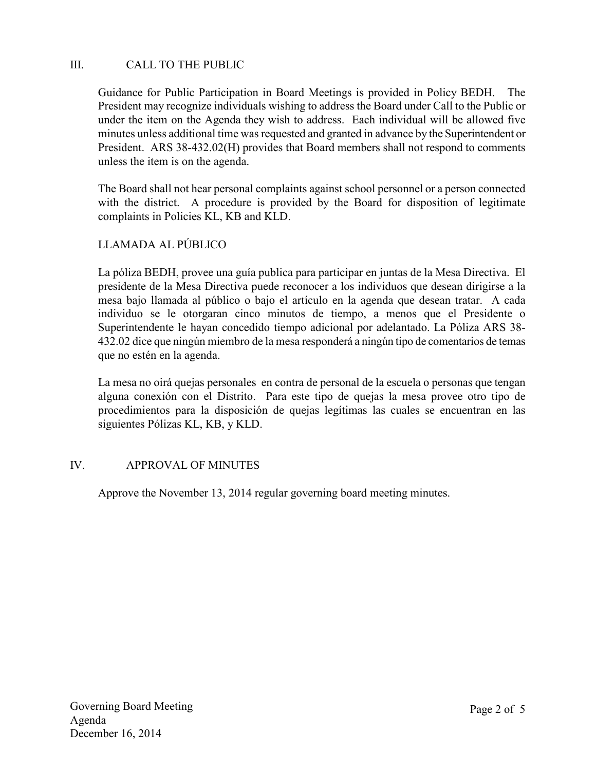## III. CALL TO THE PUBLIC

Guidance for Public Participation in Board Meetings is provided in Policy BEDH. The President may recognize individuals wishing to address the Board under Call to the Public or under the item on the Agenda they wish to address. Each individual will be allowed five minutes unless additional time was requested and granted in advance by the Superintendent or President. ARS 38-432.02(H) provides that Board members shall not respond to comments unless the item is on the agenda.

The Board shall not hear personal complaints against school personnel or a person connected with the district. A procedure is provided by the Board for disposition of legitimate complaints in Policies KL, KB and KLD.

### LLAMADA AL PÚBLICO

La póliza BEDH, provee una guía publica para participar en juntas de la Mesa Directiva. El presidente de la Mesa Directiva puede reconocer a los individuos que desean dirigirse a la mesa bajo llamada al público o bajo el artículo en la agenda que desean tratar. A cada individuo se le otorgaran cinco minutos de tiempo, a menos que el Presidente o Superintendente le hayan concedido tiempo adicional por adelantado. La Póliza ARS 38-432.02 dice que ningún miembro de la mesa responderá a ningún tipo de comentarios de temas que no estén en la agenda.

La mesa no oirá quejas personales en contra de personal de la escuela o personas que tengan alguna conexión con el Distrito. Para este tipo de quejas la mesa provee otro tipo de procedimientos para la disposición de quejas legítimas las cuales se encuentran en las siguientes Pólizas KL, KB, y KLD.

## IV. APPROVAL OF MINUTES

Approve the November 13, 2014 regular governing board meeting minutes.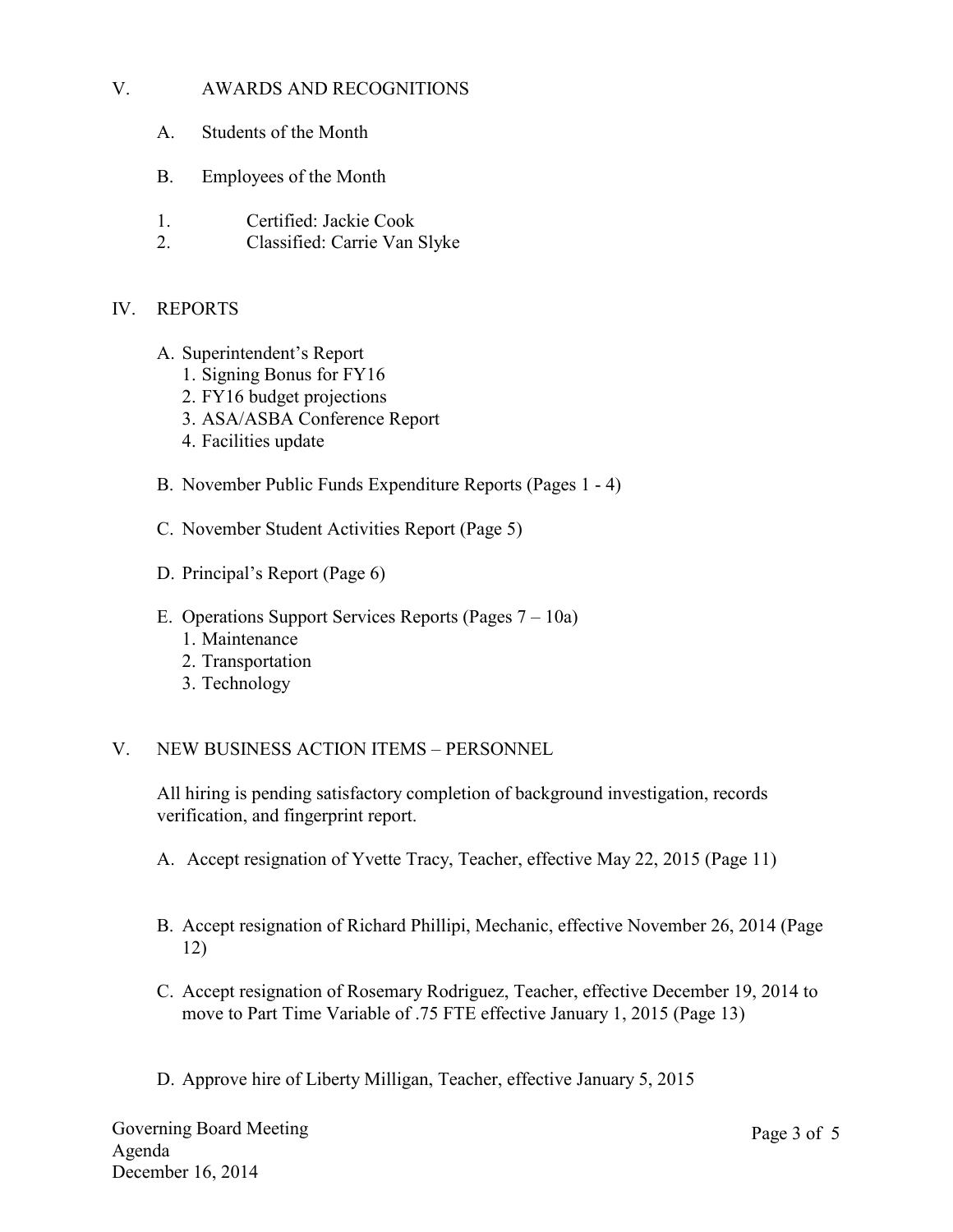## V. AWARDS AND RECOGNITIONS

A. Students of the Month

B. Employees of the Month

1. Certified: Jackie Cook
2. Classified: Carrie Van Slyke

## IV. REPORTS

A. Superintendent's Report
   1. Signing Bonus for FY16
   2. FY16 budget projections
   3. ASA/ASBA Conference Report
   4. Facilities update

B. November Public Funds Expenditure Reports (Pages 1 - 4)

C. November Student Activities Report (Page 5)

D. Principal's Report (Page 6)

E. Operations Support Services Reports (Pages 7 – 10a)
   1. Maintenance
   2. Transportation
   3. Technology

## V. NEW BUSINESS ACTION ITEMS – PERSONNEL

All hiring is pending satisfactory completion of background investigation, records verification, and fingerprint report.

A. Accept resignation of Yvette Tracy, Teacher, effective May 22, 2015 (Page 11)

B. Accept resignation of Richard Phillipi, Mechanic, effective November 26, 2014 (Page 12)

C. Accept resignation of Rosemary Rodriguez, Teacher, effective December 19, 2014 to move to Part Time Variable of .75 FTE effective January 1, 2015 (Page 13)

D. Approve hire of Liberty Milligan, Teacher, effective January 5, 2015

Governing Board Meeting
Agenda
December 16, 2014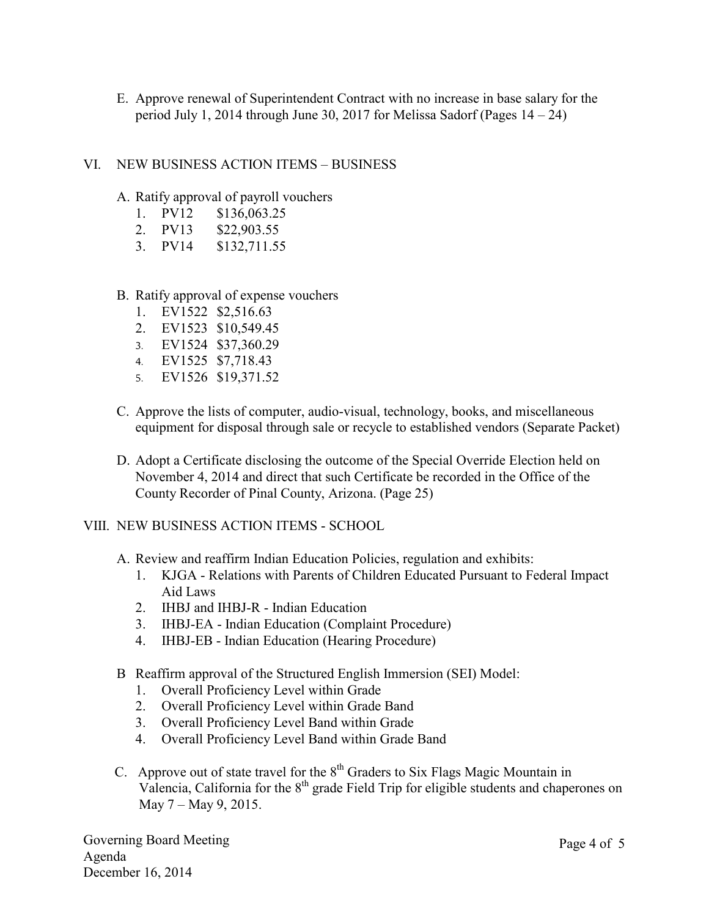E. Approve renewal of Superintendent Contract with no increase in base salary for the period July 1, 2014 through June 30, 2017 for Melissa Sadorf (Pages 14 – 24)

VI. NEW BUSINESS ACTION ITEMS – BUSINESS

A. Ratify approval of payroll vouchers
   1. PV12 $136,063.25
   2. PV13 $22,903.55
   3. PV14 $132,711.55

B. Ratify approval of expense vouchers
   1. EV1522 $2,516.63
   2. EV1523 $10,549.45
   3. EV1524 $37,360.29
   4. EV1525 $7,718.43
   5. EV1526 $19,371.52

C. Approve the lists of computer, audio-visual, technology, books, and miscellaneous equipment for disposal through sale or recycle to established vendors (Separate Packet)

D. Adopt a Certificate disclosing the outcome of the Special Override Election held on November 4, 2014 and direct that such Certificate be recorded in the Office of the County Recorder of Pinal County, Arizona. (Page 25)

VIII. NEW BUSINESS ACTION ITEMS - SCHOOL

A. Review and reaffirm Indian Education Policies, regulation and exhibits:
   1. KJGA - Relations with Parents of Children Educated Pursuant to Federal Impact Aid Laws
   2. IHBJ and IHBJ-R - Indian Education
   3. IHBJ-EA - Indian Education (Complaint Procedure)
   4. IHBJ-EB - Indian Education (Hearing Procedure)

B Reaffirm approval of the Structured English Immersion (SEI) Model:
   1. Overall Proficiency Level within Grade
   2. Overall Proficiency Level within Grade Band
   3. Overall Proficiency Level Band within Grade
   4. Overall Proficiency Level Band within Grade Band

C. Approve out of state travel for the 8th Graders to Six Flags Magic Mountain in Valencia, California for the 8th grade Field Trip for eligible students and chaperones on May 7 – May 9, 2015.

Governing Board Meeting
Agenda
December 16, 2014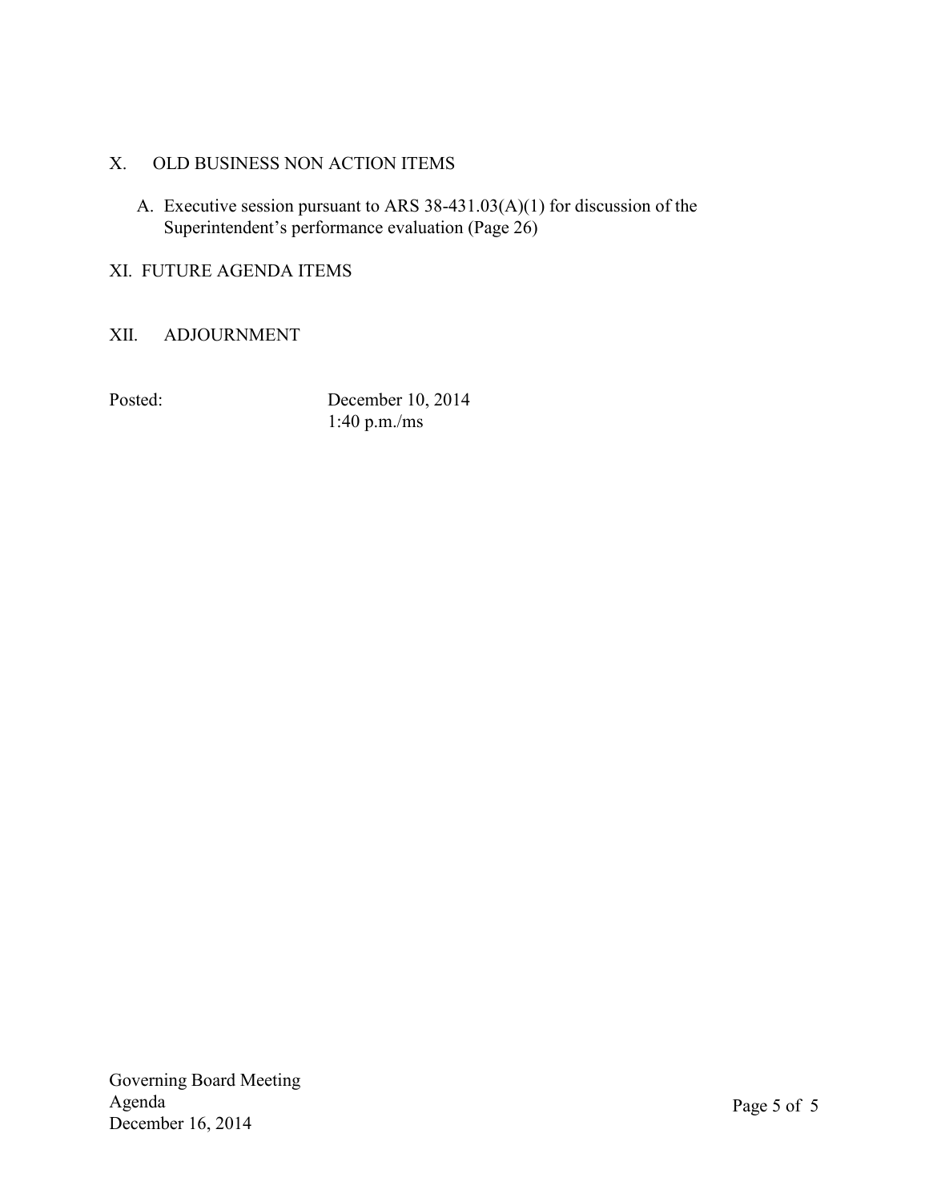## X. OLD BUSINESS NON ACTION ITEMS

A. Executive session pursuant to ARS 38-431.03(A)(1) for discussion of the Superintendent's performance evaluation (Page 26)

## XI. FUTURE AGENDA ITEMS

## XII. ADJOURNMENT

Posted: December 10, 2014
1:40 p.m./ms